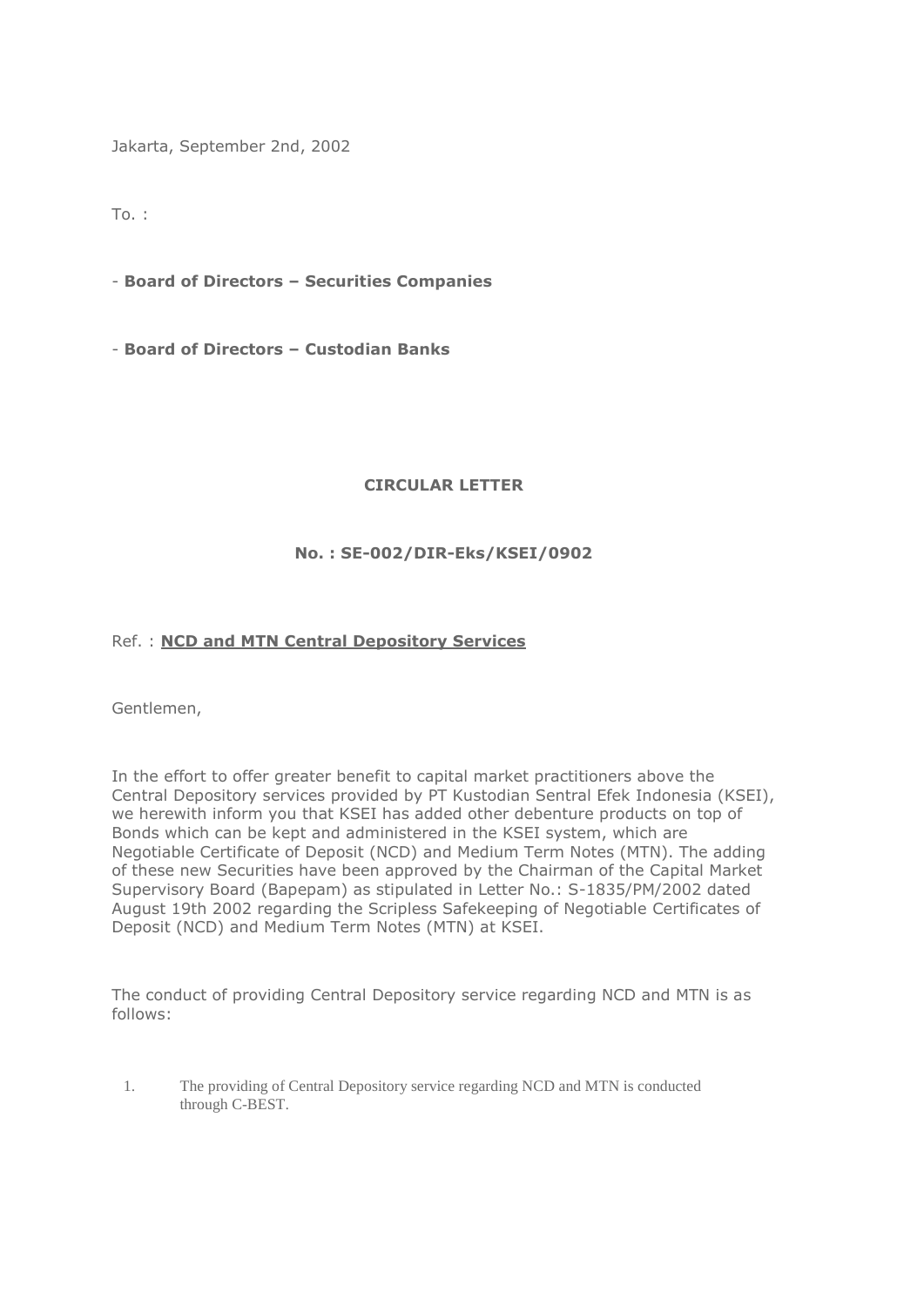Jakarta, September 2nd, 2002

To. :

- **Board of Directors – Securities Companies**

- **Board of Directors – Custodian Banks**

**CIRCULAR LETTER**

**No. : SE-002/DIR-Eks/KSEI/0902**

Ref. : **NCD and MTN Central Depository Services**

Gentlemen,

In the effort to offer greater benefit to capital market practitioners above the Central Depository services provided by PT Kustodian Sentral Efek Indonesia (KSEI), we herewith inform you that KSEI has added other debenture products on top of Bonds which can be kept and administered in the KSEI system, which are Negotiable Certificate of Deposit (NCD) and Medium Term Notes (MTN). The adding of these new Securities have been approved by the Chairman of the Capital Market Supervisory Board (Bapepam) as stipulated in Letter No.: S-1835/PM/2002 dated August 19th 2002 regarding the Scripless Safekeeping of Negotiable Certificates of Deposit (NCD) and Medium Term Notes (MTN) at KSEI.

The conduct of providing Central Depository service regarding NCD and MTN is as follows:

1. The providing of Central Depository service regarding NCD and MTN is conducted through C-BEST.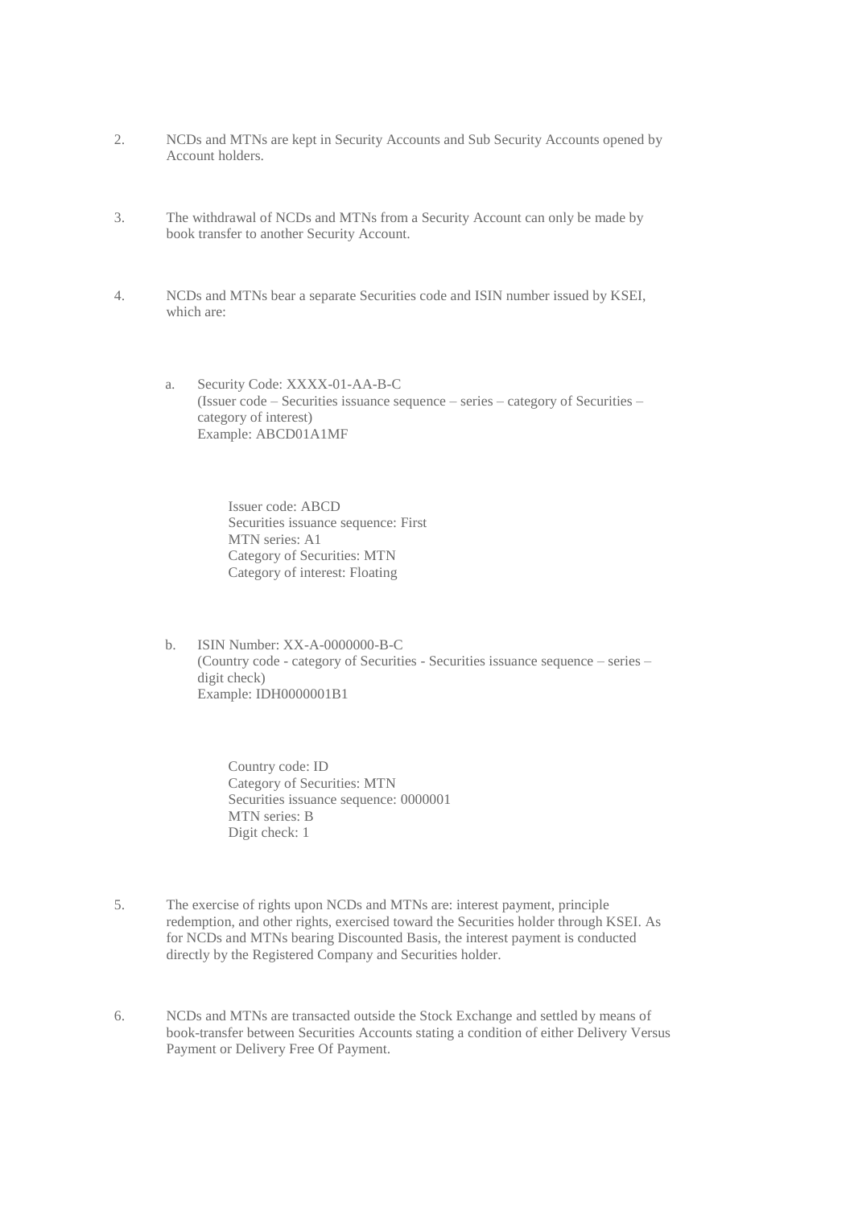2. NCDs and MTNs are kept in Security Accounts and Sub Security Accounts opened by Account holders.

3. The withdrawal of NCDs and MTNs from a Security Account can only be made by book transfer to another Security Account.

4. NCDs and MTNs bear a separate Securities code and ISIN number issued by KSEI, which are:

   a. Security Code: XXXX-01-AA-B-C
      (Issuer code – Securities issuance sequence – series – category of Securities – category of interest)
      Example: ABCD01A1MF

      Issuer code: ABCD
      Securities issuance sequence: First
      MTN series: A1
      Category of Securities: MTN
      Category of interest: Floating

   b. ISIN Number: XX-A-0000000-B-C
      (Country code - category of Securities - Securities issuance sequence – series – digit check)
      Example: IDH0000001B1

      Country code: ID
      Category of Securities: MTN
      Securities issuance sequence: 0000001
      MTN series: B
      Digit check: 1

5. The exercise of rights upon NCDs and MTNs are: interest payment, principle redemption, and other rights, exercised toward the Securities holder through KSEI. As for NCDs and MTNs bearing Discounted Basis, the interest payment is conducted directly by the Registered Company and Securities holder.

6. NCDs and MTNs are transacted outside the Stock Exchange and settled by means of book-transfer between Securities Accounts stating a condition of either Delivery Versus Payment or Delivery Free Of Payment.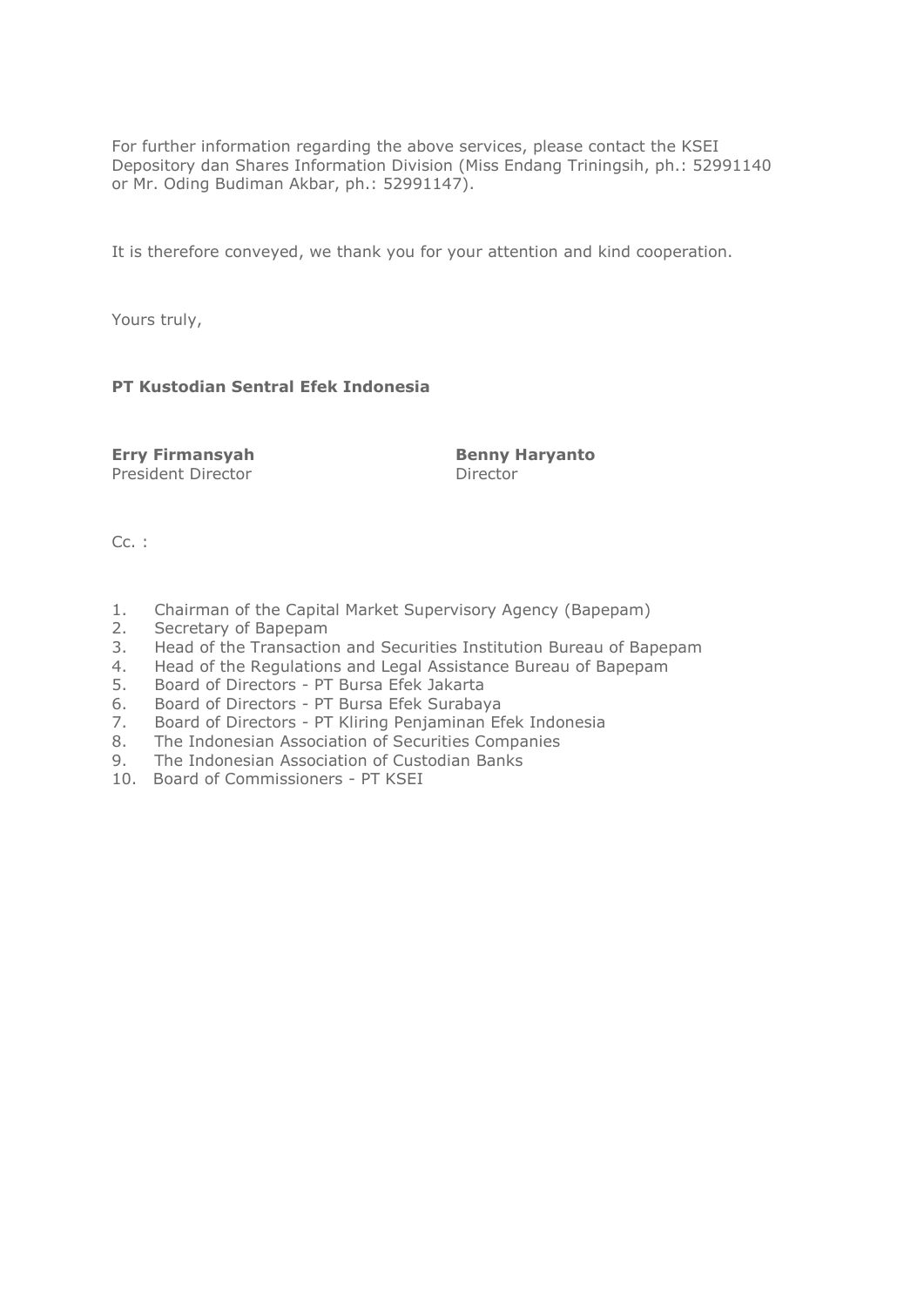For further information regarding the above services, please contact the KSEI Depository dan Shares Information Division (Miss Endang Triningsih, ph.: 52991140 or Mr. Oding Budiman Akbar, ph.: 52991147).

It is therefore conveyed, we thank you for your attention and kind cooperation.

Yours truly,

**PT Kustodian Sentral Efek Indonesia**

**Erry Firmansyah**
President Director

**Benny Haryanto**
Director

Cc. :

1. Chairman of the Capital Market Supervisory Agency (Bapepam)
2. Secretary of Bapepam
3. Head of the Transaction and Securities Institution Bureau of Bapepam
4. Head of the Regulations and Legal Assistance Bureau of Bapepam
5. Board of Directors - PT Bursa Efek Jakarta
6. Board of Directors - PT Bursa Efek Surabaya
7. Board of Directors - PT Kliring Penjaminan Efek Indonesia
8. The Indonesian Association of Securities Companies
9. The Indonesian Association of Custodian Banks
10. Board of Commissioners - PT KSEI